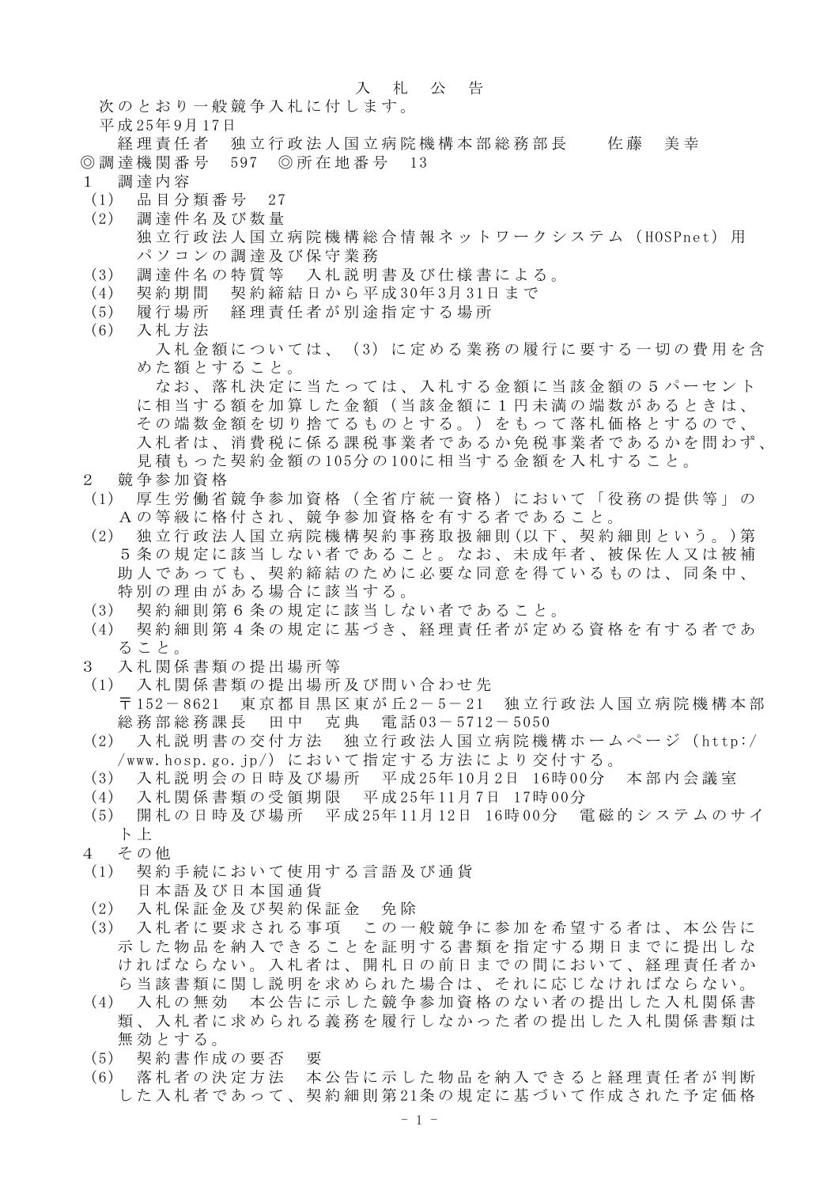# 入　札　公　告

次のとおり一般競争入札に付します。

平成25年9月17日

経理責任者　独立行政法人国立病院機構本部総務部長　　佐藤　美幸

◎調達機関番号　597　◎所在地番号　13

1　調達内容

(1)　品目分類番号　27

(2)　調達件名及び数量

独立行政法人国立病院機構総合情報ネットワークシステム（HOSPnet）用パソコンの調達及び保守業務

(3)　調達件名の特質等　入札説明書及び仕様書による。

(4)　契約期間　契約締結日から平成30年3月31日まで

(5)　履行場所　経理責任者が別途指定する場所

(6)　入札方法

入札金額については、（3）に定める業務の履行に要する一切の費用を含めた額とすること。

なお、落札決定に当たっては、入札する金額に当該金額の５パーセントに相当する額を加算した金額（当該金額に１円未満の端数があるときは、その端数金額を切り捨てるものとする。）をもって落札価格とするので、入札者は、消費税に係る課税事業者であるか免税事業者であるかを問わず、見積もった契約金額の105分の100に相当する金額を入札すること。

2　競争参加資格

(1)　厚生労働省競争参加資格（全省庁統一資格）において「役務の提供等」のＡの等級に格付され、競争参加資格を有する者であること。

(2)　独立行政法人国立病院機構契約事務取扱細則(以下、契約細則という。)第５条の規定に該当しない者であること。なお、未成年者、被保佐人又は被補助人であっても、契約締結のために必要な同意を得ているものは、同条中、特別の理由がある場合に該当する。

(3)　契約細則第６条の規定に該当しない者であること。

(4)　契約細則第４条の規定に基づき、経理責任者が定める資格を有する者であること。

3　入札関係書類の提出場所等

(1)　入札関係書類の提出場所及び問い合わせ先

〒152－8621　東京都目黒区東が丘2－5－21　独立行政法人国立病院機構本部総務部総務課長　田中　克典　電話03－5712－5050

(2)　入札説明書の交付方法　独立行政法人国立病院機構ホームページ（http://www.hosp.go.jp/）において指定する方法により交付する。

(3)　入札説明会の日時及び場所　平成25年10月2日　16時00分　本部内会議室

(4)　入札関係書類の受領期限　平成25年11月7日　17時00分

(5)　開札の日時及び場所　平成25年11月12日　16時00分　電磁的システムのサイト上

4　その他

(1)　契約手続において使用する言語及び通貨

日本語及び日本国通貨

(2)　入札保証金及び契約保証金　免除

(3)　入札者に要求される事項　この一般競争に参加を希望する者は、本公告に示した物品を納入できることを証明する書類を指定する期日までに提出しなければならない。入札者は、開札日の前日までの間において、経理責任者から当該書類に関し説明を求められた場合は、それに応じなければならない。

(4)　入札の無効　本公告に示した競争参加資格のない者の提出した入札関係書類、入札者に求められる義務を履行しなかった者の提出した入札関係書類は無効とする。

(5)　契約書作成の要否　要

(6)　落札者の決定方法　本公告に示した物品を納入できると経理責任者が判断した入札者であって、契約細則第21条の規定に基づいて作成された予定価格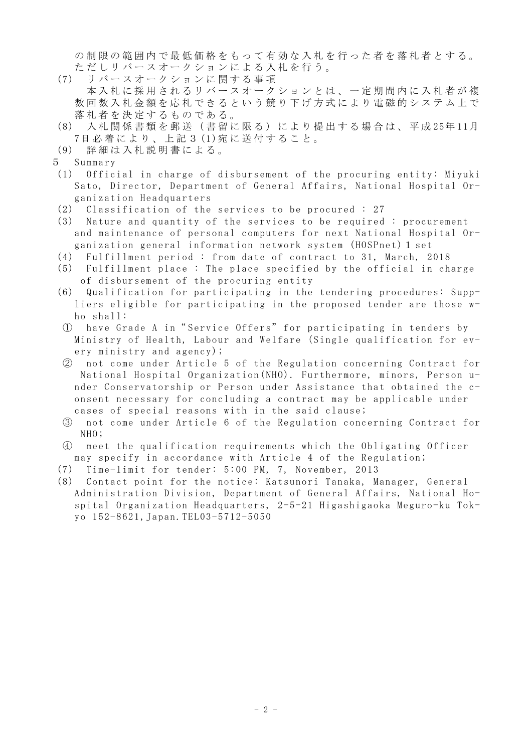の制限の範囲内で最低価格をもって有効な入札を行った者を落札者とする。ただしリバースオークションによる入札を行う。

(7) リバースオークションに関する事項
　本入札に採用されるリバースオークションとは、一定期間内に入札者が複数回数入札金額を応札できるという競り下げ方式により電磁的システム上で落札者を決定するものである。

(8) 入札関係書類を郵送（書留に限る）により提出する場合は、平成25年11月7日必着により、上記３(1)宛に送付すること。

(9) 詳細は入札説明書による。

5 Summary

(1) Official in charge of disbursement of the procuring entity: Miyuki Sato, Director, Department of General Affairs, National Hospital Organization Headquarters

(2) Classification of the services to be procured : 27

(3) Nature and quantity of the services to be required : procurement and maintenance of personal computers for next National Hospital Organization general information network system (HOSPnet) 1 set

(4) Fulfillment period : from date of contract to 31, March, 2018

(5) Fulfillment place : The place specified by the official in charge of disbursement of the procuring entity

(6) Qualification for participating in the tendering procedures: Suppliers eligible for participating in the proposed tender are those who shall:

① have Grade A in "Service Offers" for participating in tenders by Ministry of Health, Labour and Welfare (Single qualification for every ministry and agency);

② not come under Article 5 of the Regulation concerning Contract for National Hospital Organization(NHO). Furthermore, minors, Person under Conservatorship or Person under Assistance that obtained the consent necessary for concluding a contract may be applicable under cases of special reasons with in the said clause;

③ not come under Article 6 of the Regulation concerning Contract for NHO;

④ meet the qualification requirements which the Obligating Officer may specify in accordance with Article 4 of the Regulation;

(7) Time-limit for tender: 5:00 PM, 7, November, 2013

(8) Contact point for the notice: Katsunori Tanaka, Manager, General Administration Division, Department of General Affairs, National Hospital Organization Headquarters, 2-5-21 Higashigaoka Meguro-ku Tokyo 152-8621,Japan.TEL03-5712-5050